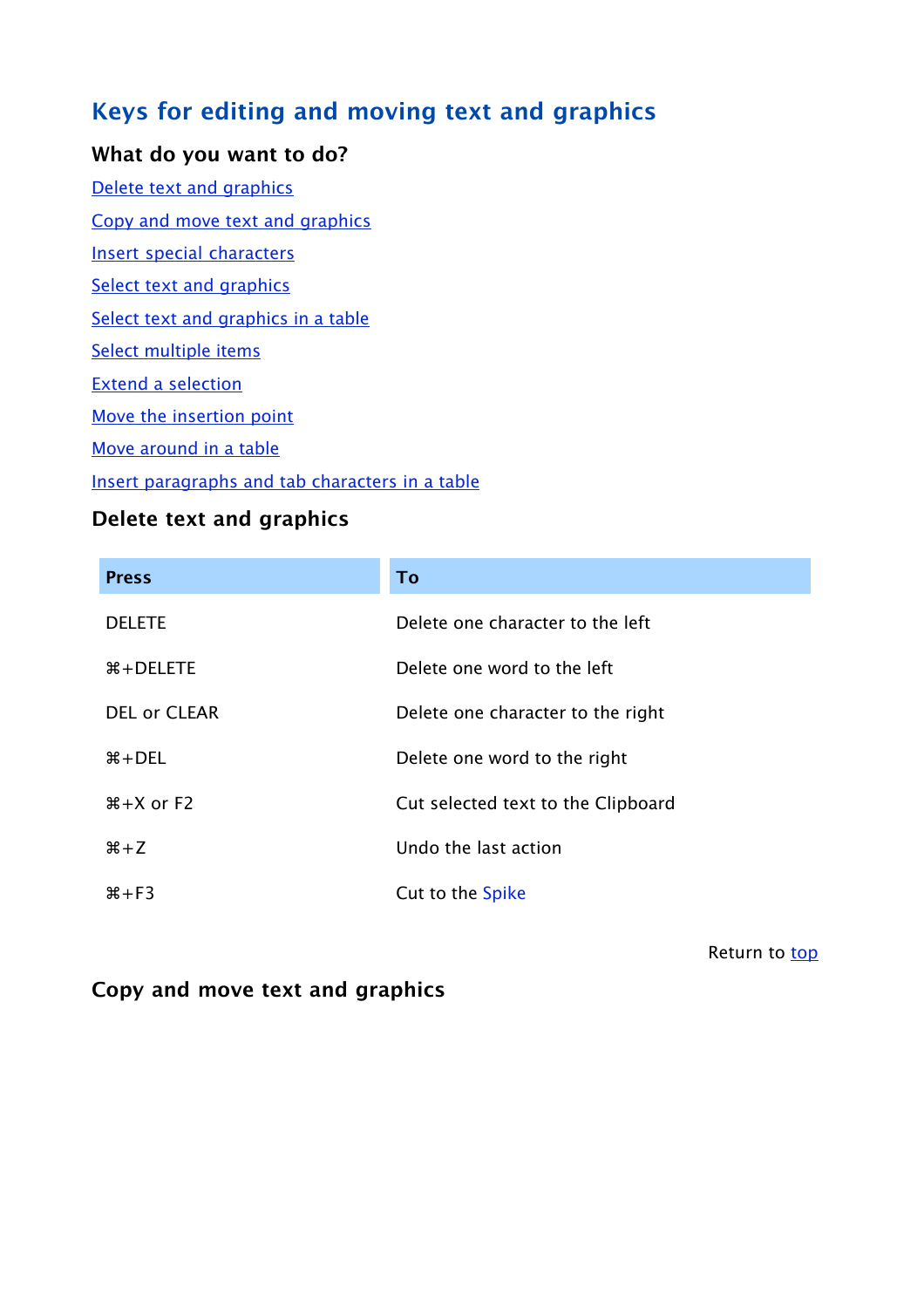# Keys for editing and moving text and graphics

### What do you want to do?

[Delete text and graphics](#)

[Copy and move text and graphics](#)

[Insert special characters](#)

[Select text and graphics](#)

[Select text and graphics in a table](#)

[Select multiple items](#)

[Extend a selection](#)

[Move the insertion point](#)

[Move around in a table](#)

[Insert paragraphs and tab characters in a table](#)

### Delete text and graphics

| Press | To |
|---|---|
| DELETE | Delete one character to the left |
| ⌘+DELETE | Delete one word to the left |
| DEL or CLEAR | Delete one character to the right |
| ⌘+DEL | Delete one word to the right |
| ⌘+X or F2 | Cut selected text to the Clipboard |
| ⌘+Z | Undo the last action |
| ⌘+F3 | Cut to the Spike |

Return to [top](#)

### Copy and move text and graphics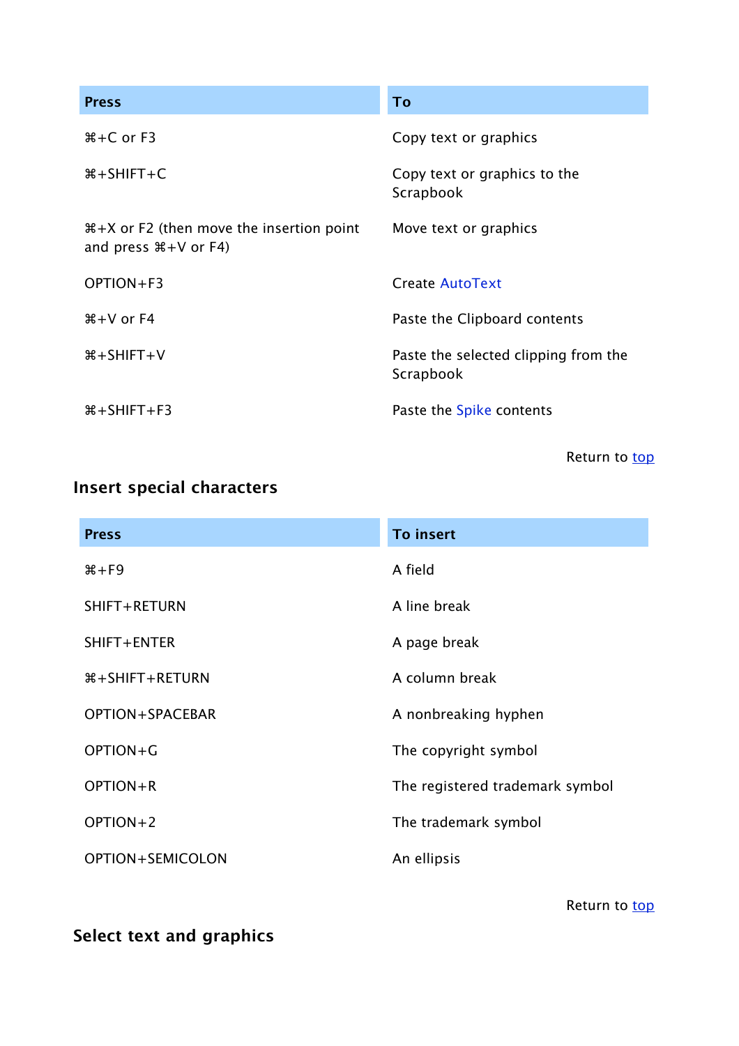| Press | To |
| --- | --- |
| ⌘+C or F3 | Copy text or graphics |
| ⌘+SHIFT+C | Copy text or graphics to the Scrapbook |
| ⌘+X or F2 (then move the insertion point and press ⌘+V or F4) | Move text or graphics |
| OPTION+F3 | Create AutoText |
| ⌘+V or F4 | Paste the Clipboard contents |
| ⌘+SHIFT+V | Paste the selected clipping from the Scrapbook |
| ⌘+SHIFT+F3 | Paste the Spike contents |

Return to top

### Insert special characters

| Press | To insert |
| --- | --- |
| ⌘+F9 | A field |
| SHIFT+RETURN | A line break |
| SHIFT+ENTER | A page break |
| ⌘+SHIFT+RETURN | A column break |
| OPTION+SPACEBAR | A nonbreaking hyphen |
| OPTION+G | The copyright symbol |
| OPTION+R | The registered trademark symbol |
| OPTION+2 | The trademark symbol |
| OPTION+SEMICOLON | An ellipsis |

Return to top

### Select text and graphics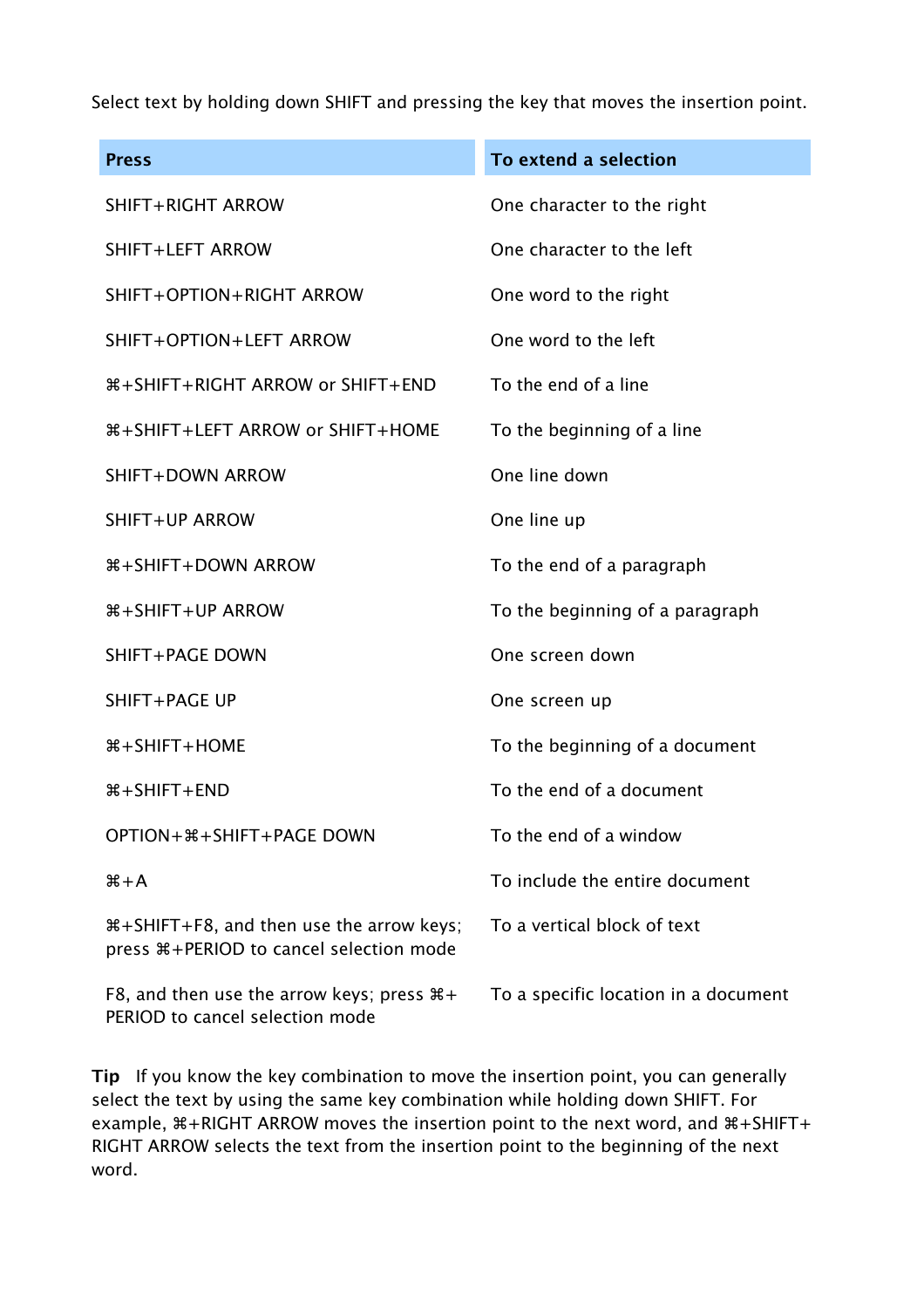Select text by holding down SHIFT and pressing the key that moves the insertion point.

| Press | To extend a selection |
| --- | --- |
| SHIFT+RIGHT ARROW | One character to the right |
| SHIFT+LEFT ARROW | One character to the left |
| SHIFT+OPTION+RIGHT ARROW | One word to the right |
| SHIFT+OPTION+LEFT ARROW | One word to the left |
| ⌘+SHIFT+RIGHT ARROW or SHIFT+END | To the end of a line |
| ⌘+SHIFT+LEFT ARROW or SHIFT+HOME | To the beginning of a line |
| SHIFT+DOWN ARROW | One line down |
| SHIFT+UP ARROW | One line up |
| ⌘+SHIFT+DOWN ARROW | To the end of a paragraph |
| ⌘+SHIFT+UP ARROW | To the beginning of a paragraph |
| SHIFT+PAGE DOWN | One screen down |
| SHIFT+PAGE UP | One screen up |
| ⌘+SHIFT+HOME | To the beginning of a document |
| ⌘+SHIFT+END | To the end of a document |
| OPTION+⌘+SHIFT+PAGE DOWN | To the end of a window |
| ⌘+A | To include the entire document |
| ⌘+SHIFT+F8, and then use the arrow keys; press ⌘+PERIOD to cancel selection mode | To a vertical block of text |
| F8, and then use the arrow keys; press ⌘+PERIOD to cancel selection mode | To a specific location in a document |

**Tip** If you know the key combination to move the insertion point, you can generally select the text by using the same key combination while holding down SHIFT. For example, ⌘+RIGHT ARROW moves the insertion point to the next word, and ⌘+SHIFT+RIGHT ARROW selects the text from the insertion point to the beginning of the next word.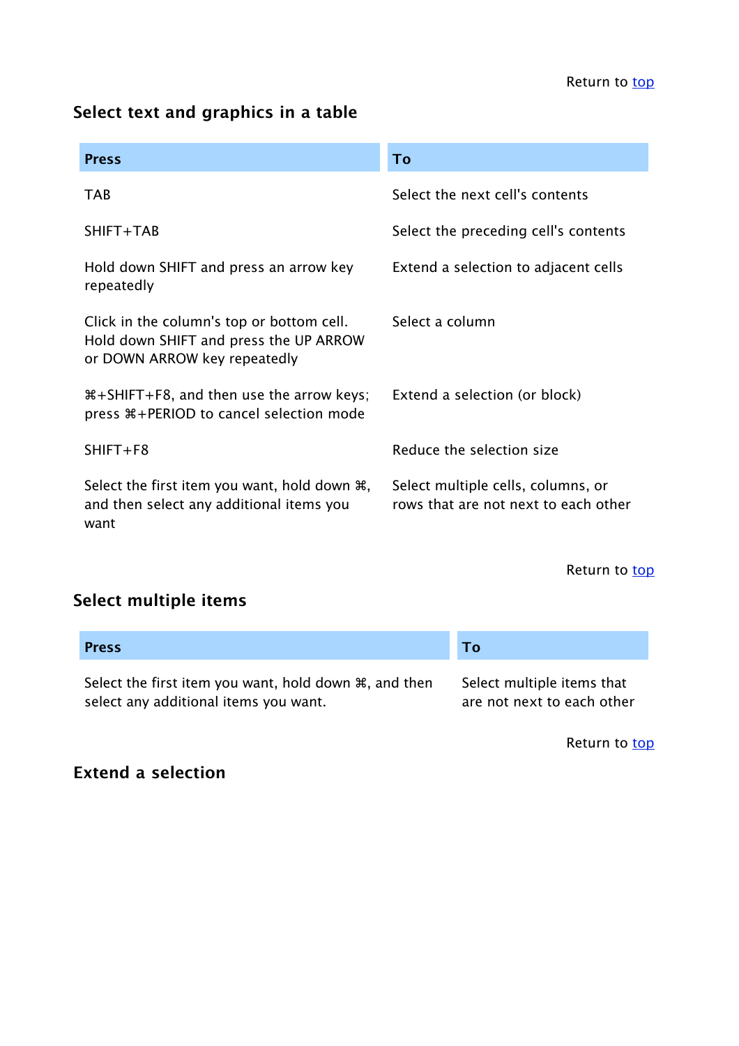Return to top

## Select text and graphics in a table

| Press | To |
|---|---|
| TAB | Select the next cell's contents |
| SHIFT+TAB | Select the preceding cell's contents |
| Hold down SHIFT and press an arrow key repeatedly | Extend a selection to adjacent cells |
| Click in the column's top or bottom cell. Hold down SHIFT and press the UP ARROW or DOWN ARROW key repeatedly | Select a column |
| ⌘+SHIFT+F8, and then use the arrow keys; press ⌘+PERIOD to cancel selection mode | Extend a selection (or block) |
| SHIFT+F8 | Reduce the selection size |
| Select the first item you want, hold down ⌘, and then select any additional items you want | Select multiple cells, columns, or rows that are not next to each other |

Return to top

## Select multiple items

| Press | To |
|---|---|
| Select the first item you want, hold down ⌘, and then select any additional items you want. | Select multiple items that are not next to each other |

Return to top

## Extend a selection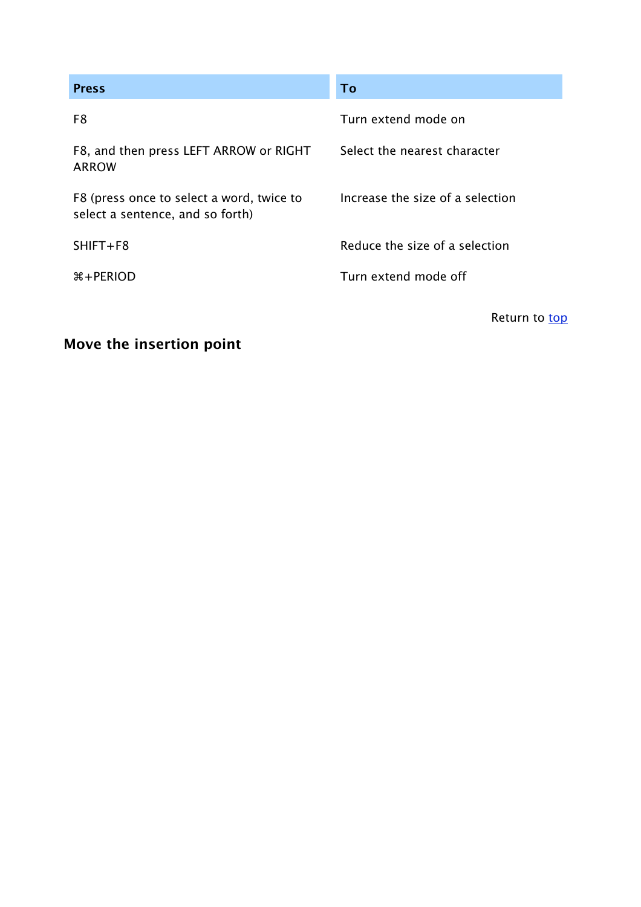| Press | To |
| --- | --- |
| F8 | Turn extend mode on |
| F8, and then press LEFT ARROW or RIGHT ARROW | Select the nearest character |
| F8 (press once to select a word, twice to select a sentence, and so forth) | Increase the size of a selection |
| SHIFT+F8 | Reduce the size of a selection |
| ⌘+PERIOD | Turn extend mode off |

Return to top

### Move the insertion point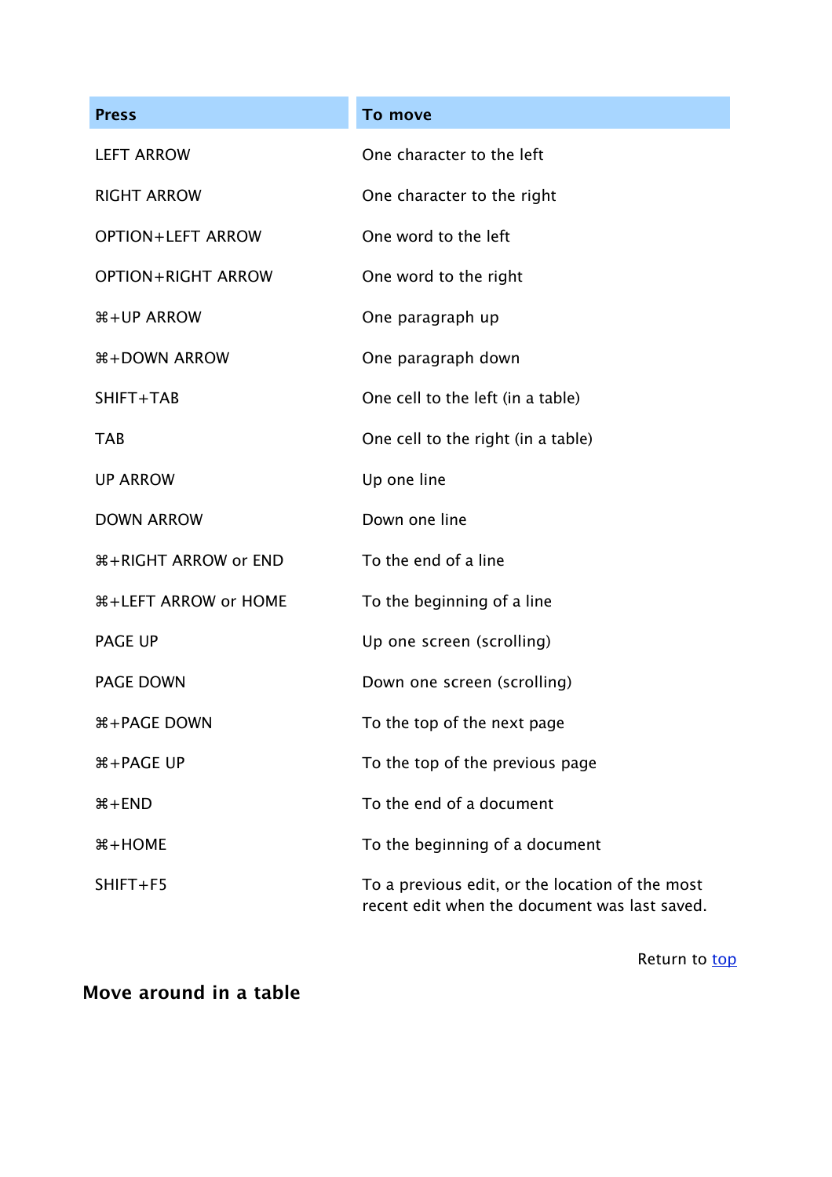| Press | To move |
|---|---|
| LEFT ARROW | One character to the left |
| RIGHT ARROW | One character to the right |
| OPTION+LEFT ARROW | One word to the left |
| OPTION+RIGHT ARROW | One word to the right |
| ⌘+UP ARROW | One paragraph up |
| ⌘+DOWN ARROW | One paragraph down |
| SHIFT+TAB | One cell to the left (in a table) |
| TAB | One cell to the right (in a table) |
| UP ARROW | Up one line |
| DOWN ARROW | Down one line |
| ⌘+RIGHT ARROW or END | To the end of a line |
| ⌘+LEFT ARROW or HOME | To the beginning of a line |
| PAGE UP | Up one screen (scrolling) |
| PAGE DOWN | Down one screen (scrolling) |
| ⌘+PAGE DOWN | To the top of the next page |
| ⌘+PAGE UP | To the top of the previous page |
| ⌘+END | To the end of a document |
| ⌘+HOME | To the beginning of a document |
| SHIFT+F5 | To a previous edit, or the location of the most recent edit when the document was last saved. |

Return to top

## Move around in a table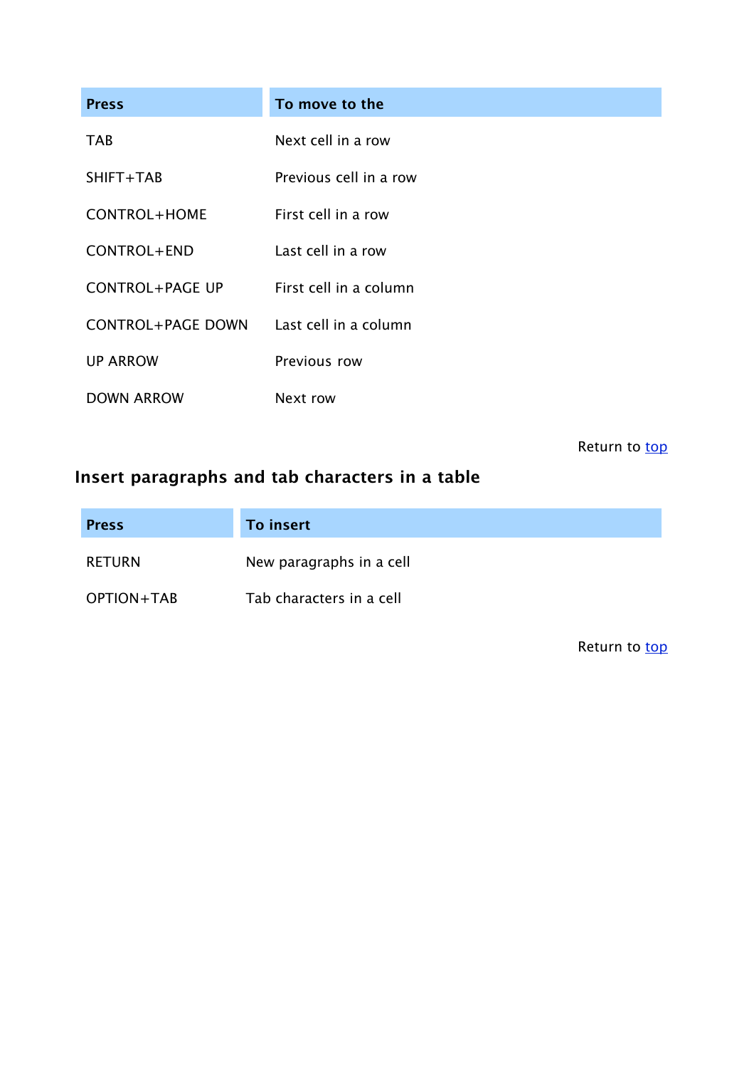| Press | To move to the |
|---|---|
| TAB | Next cell in a row |
| SHIFT+TAB | Previous cell in a row |
| CONTROL+HOME | First cell in a row |
| CONTROL+END | Last cell in a row |
| CONTROL+PAGE UP | First cell in a column |
| CONTROL+PAGE DOWN | Last cell in a column |
| UP ARROW | Previous row |
| DOWN ARROW | Next row |

Return to top

### Insert paragraphs and tab characters in a table

| Press | To insert |
|---|---|
| RETURN | New paragraphs in a cell |
| OPTION+TAB | Tab characters in a cell |

Return to top